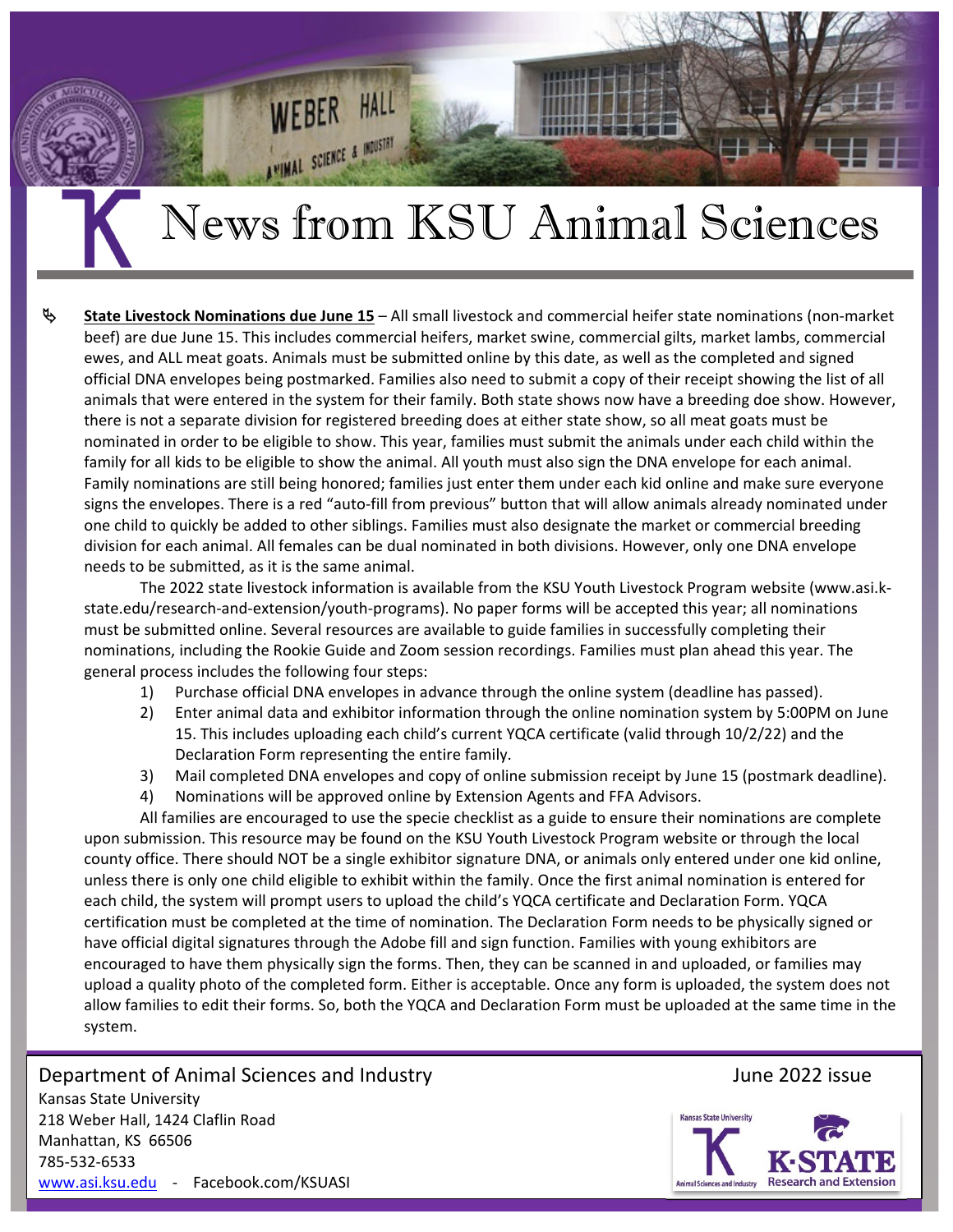# News from KSU Animal Sciences

- **State Livestock Nominations due June 15** – All small livestock and commercial heifer state nominations (non-market beef) are due June 15. This includes commercial heifers, market swine, commercial gilts, market lambs, commercial ewes, and ALL meat goats. Animals must be submitted online by this date, as well as the completed and signed official DNA envelopes being postmarked. Families also need to submit a copy of their receipt showing the list of all animals that were entered in the system for their family. Both state shows now have a breeding doe show. However, there is not a separate division for registered breeding does at either state show, so all meat goats must be nominated in order to be eligible to show. This year, families must submit the animals under each child within the family for all kids to be eligible to show the animal. All youth must also sign the DNA envelope for each animal. Family nominations are still being honored; families just enter them under each kid online and make sure everyone signs the envelopes. There is a red "auto-fill from previous" button that will allow animals already nominated under one child to quickly be added to other siblings. Families must also designate the market or commercial breeding division for each animal. All females can be dual nominated in both divisions. However, only one DNA envelope needs to be submitted, as it is the same animal.

  The 2022 state livestock information is available from the KSU Youth Livestock Program website (www.asi.k-state.edu/research-and-extension/youth-programs). No paper forms will be accepted this year; all nominations must be submitted online. Several resources are available to guide families in successfully completing their nominations, including the Rookie Guide and Zoom session recordings. Families must plan ahead this year. The general process includes the following four steps:

  1) Purchase official DNA envelopes in advance through the online system (deadline has passed).
  2) Enter animal data and exhibitor information through the online nomination system by 5:00PM on June 15. This includes uploading each child's current YQCA certificate (valid through 10/2/22) and the Declaration Form representing the entire family.
  3) Mail completed DNA envelopes and copy of online submission receipt by June 15 (postmark deadline).
  4) Nominations will be approved online by Extension Agents and FFA Advisors.

  All families are encouraged to use the specie checklist as a guide to ensure their nominations are complete upon submission. This resource may be found on the KSU Youth Livestock Program website or through the local county office. There should NOT be a single exhibitor signature DNA, or animals only entered under one kid online, unless there is only one child eligible to exhibit within the family. Once the first animal nomination is entered for each child, the system will prompt users to upload the child's YQCA certificate and Declaration Form. YQCA certification must be completed at the time of nomination. The Declaration Form needs to be physically signed or have official digital signatures through the Adobe fill and sign function. Families with young exhibitors are encouraged to have them physically sign the forms. Then, they can be scanned in and uploaded, or families may upload a quality photo of the completed form. Either is acceptable. Once any form is uploaded, the system does not allow families to edit their forms. So, both the YQCA and Declaration Form must be uploaded at the same time in the system.

Department of Animal Sciences and Industry — June 2022 issue

Kansas State University
218 Weber Hall, 1424 Claflin Road
Manhattan, KS 66506
785-532-6533
www.asi.ksu.edu - Facebook.com/KSUASI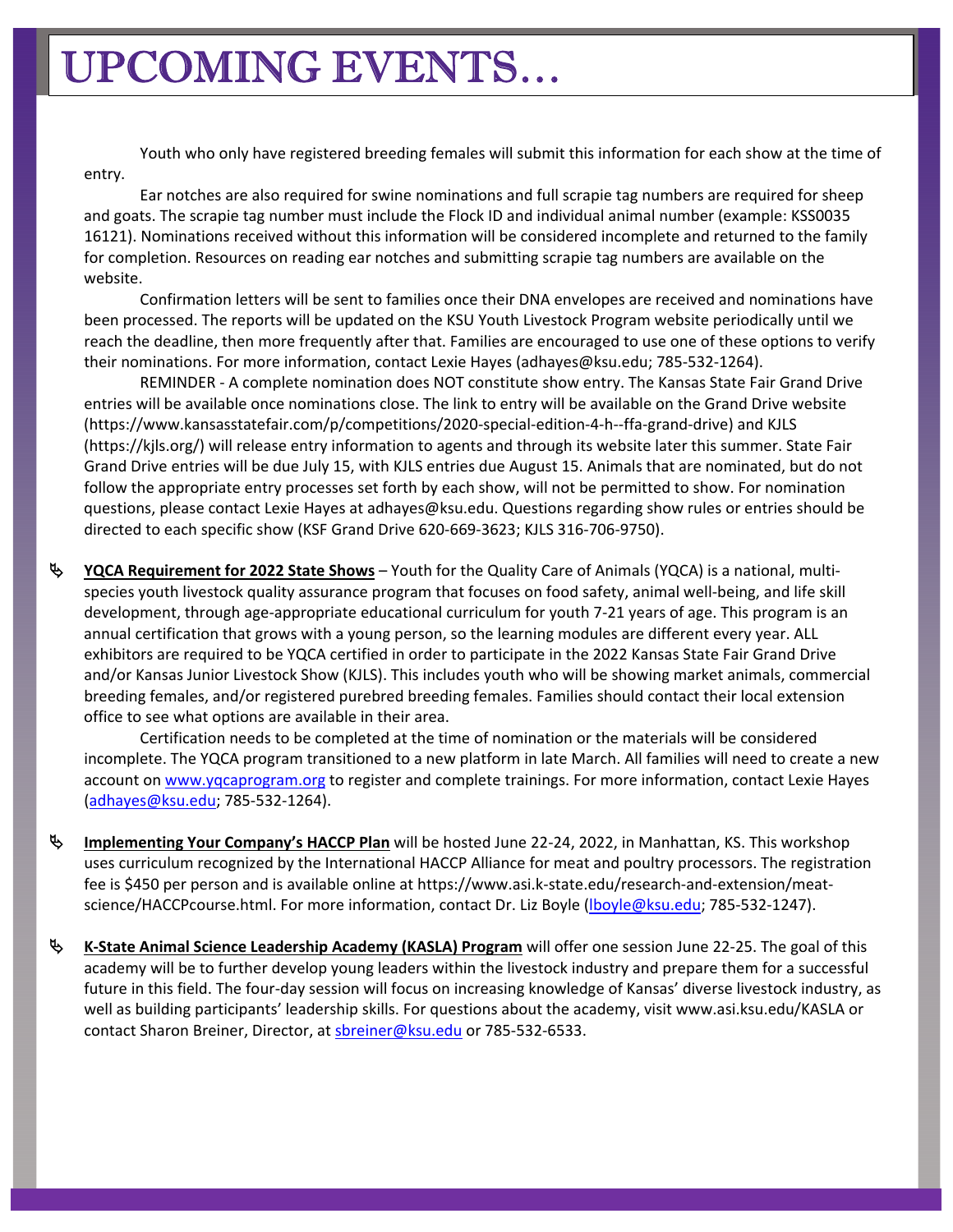# UPCOMING EVENTS…

Youth who only have registered breeding females will submit this information for each show at the time of entry.

Ear notches are also required for swine nominations and full scrapie tag numbers are required for sheep and goats. The scrapie tag number must include the Flock ID and individual animal number (example: KSS0035 16121). Nominations received without this information will be considered incomplete and returned to the family for completion. Resources on reading ear notches and submitting scrapie tag numbers are available on the website.

Confirmation letters will be sent to families once their DNA envelopes are received and nominations have been processed. The reports will be updated on the KSU Youth Livestock Program website periodically until we reach the deadline, then more frequently after that. Families are encouraged to use one of these options to verify their nominations. For more information, contact Lexie Hayes (adhayes@ksu.edu; 785-532-1264).

REMINDER - A complete nomination does NOT constitute show entry. The Kansas State Fair Grand Drive entries will be available once nominations close. The link to entry will be available on the Grand Drive website (https://www.kansasstatefair.com/p/competitions/2020-special-edition-4-h--ffa-grand-drive) and KJLS (https://kjls.org/) will release entry information to agents and through its website later this summer. State Fair Grand Drive entries will be due July 15, with KJLS entries due August 15. Animals that are nominated, but do not follow the appropriate entry processes set forth by each show, will not be permitted to show. For nomination questions, please contact Lexie Hayes at adhayes@ksu.edu. Questions regarding show rules or entries should be directed to each specific show (KSF Grand Drive 620-669-3623; KJLS 316-706-9750).

- **YQCA Requirement for 2022 State Shows** – Youth for the Quality Care of Animals (YQCA) is a national, multi-species youth livestock quality assurance program that focuses on food safety, animal well-being, and life skill development, through age-appropriate educational curriculum for youth 7-21 years of age. This program is an annual certification that grows with a young person, so the learning modules are different every year. ALL exhibitors are required to be YQCA certified in order to participate in the 2022 Kansas State Fair Grand Drive and/or Kansas Junior Livestock Show (KJLS). This includes youth who will be showing market animals, commercial breeding females, and/or registered purebred breeding females. Families should contact their local extension office to see what options are available in their area.

  Certification needs to be completed at the time of nomination or the materials will be considered incomplete. The YQCA program transitioned to a new platform in late March. All families will need to create a new account on www.yqcaprogram.org to register and complete trainings. For more information, contact Lexie Hayes (adhayes@ksu.edu; 785-532-1264).

- **Implementing Your Company's HACCP Plan** will be hosted June 22-24, 2022, in Manhattan, KS. This workshop uses curriculum recognized by the International HACCP Alliance for meat and poultry processors. The registration fee is $450 per person and is available online at https://www.asi.k-state.edu/research-and-extension/meat-science/HACCPcourse.html. For more information, contact Dr. Liz Boyle (lboyle@ksu.edu; 785-532-1247).

- **K-State Animal Science Leadership Academy (KASLA) Program** will offer one session June 22-25. The goal of this academy will be to further develop young leaders within the livestock industry and prepare them for a successful future in this field. The four-day session will focus on increasing knowledge of Kansas' diverse livestock industry, as well as building participants' leadership skills. For questions about the academy, visit www.asi.ksu.edu/KASLA or contact Sharon Breiner, Director, at sbreiner@ksu.edu or 785-532-6533.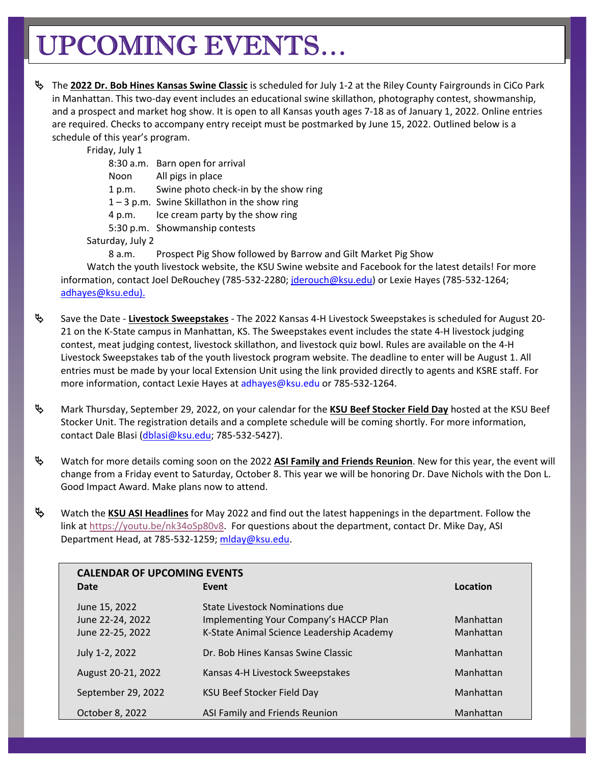# UPCOMING EVENTS…

- The **2022 Dr. Bob Hines Kansas Swine Classic** is scheduled for July 1-2 at the Riley County Fairgrounds in CiCo Park in Manhattan. This two-day event includes an educational swine skillathon, photography contest, showmanship, and a prospect and market hog show. It is open to all Kansas youth ages 7-18 as of January 1, 2022. Online entries are required. Checks to accompany entry receipt must be postmarked by June 15, 2022. Outlined below is a schedule of this year's program.

  Friday, July 1

  | | |
  |---|---|
  | 8:30 a.m. | Barn open for arrival |
  | Noon | All pigs in place |
  | 1 p.m. | Swine photo check-in by the show ring |
  | 1 – 3 p.m. | Swine Skillathon in the show ring |
  | 4 p.m. | Ice cream party by the show ring |
  | 5:30 p.m. | Showmanship contests |

  Saturday, July 2

  | | |
  |---|---|
  | 8 a.m. | Prospect Pig Show followed by Barrow and Gilt Market Pig Show |

  Watch the youth livestock website, the KSU Swine website and Facebook for the latest details! For more information, contact Joel DeRouchey (785-532-2280; jderouch@ksu.edu) or Lexie Hayes (785-532-1264; adhayes@ksu.edu).

- Save the Date - **Livestock Sweepstakes** - The 2022 Kansas 4-H Livestock Sweepstakes is scheduled for August 20-21 on the K-State campus in Manhattan, KS. The Sweepstakes event includes the state 4-H livestock judging contest, meat judging contest, livestock skillathon, and livestock quiz bowl. Rules are available on the 4-H Livestock Sweepstakes tab of the youth livestock program website. The deadline to enter will be August 1. All entries must be made by your local Extension Unit using the link provided directly to agents and KSRE staff. For more information, contact Lexie Hayes at adhayes@ksu.edu or 785-532-1264.

- Mark Thursday, September 29, 2022, on your calendar for the **KSU Beef Stocker Field Day** hosted at the KSU Beef Stocker Unit. The registration details and a complete schedule will be coming shortly. For more information, contact Dale Blasi (dblasi@ksu.edu; 785-532-5427).

- Watch for more details coming soon on the 2022 **ASI Family and Friends Reunion**. New for this year, the event will change from a Friday event to Saturday, October 8. This year we will be honoring Dr. Dave Nichols with the Don L. Good Impact Award. Make plans now to attend.

- Watch the **KSU ASI Headlines** for May 2022 and find out the latest happenings in the department. Follow the link at https://youtu.be/nk34oSp80v8. For questions about the department, contact Dr. Mike Day, ASI Department Head, at 785-532-1259; mlday@ksu.edu.

**CALENDAR OF UPCOMING EVENTS**

| Date | Event | Location |
|---|---|---|
| June 15, 2022 | State Livestock Nominations due | |
| June 22-24, 2022 | Implementing Your Company's HACCP Plan | Manhattan |
| June 22-25, 2022 | K-State Animal Science Leadership Academy | Manhattan |
| July 1-2, 2022 | Dr. Bob Hines Kansas Swine Classic | Manhattan |
| August 20-21, 2022 | Kansas 4-H Livestock Sweepstakes | Manhattan |
| September 29, 2022 | KSU Beef Stocker Field Day | Manhattan |
| October 8, 2022 | ASI Family and Friends Reunion | Manhattan |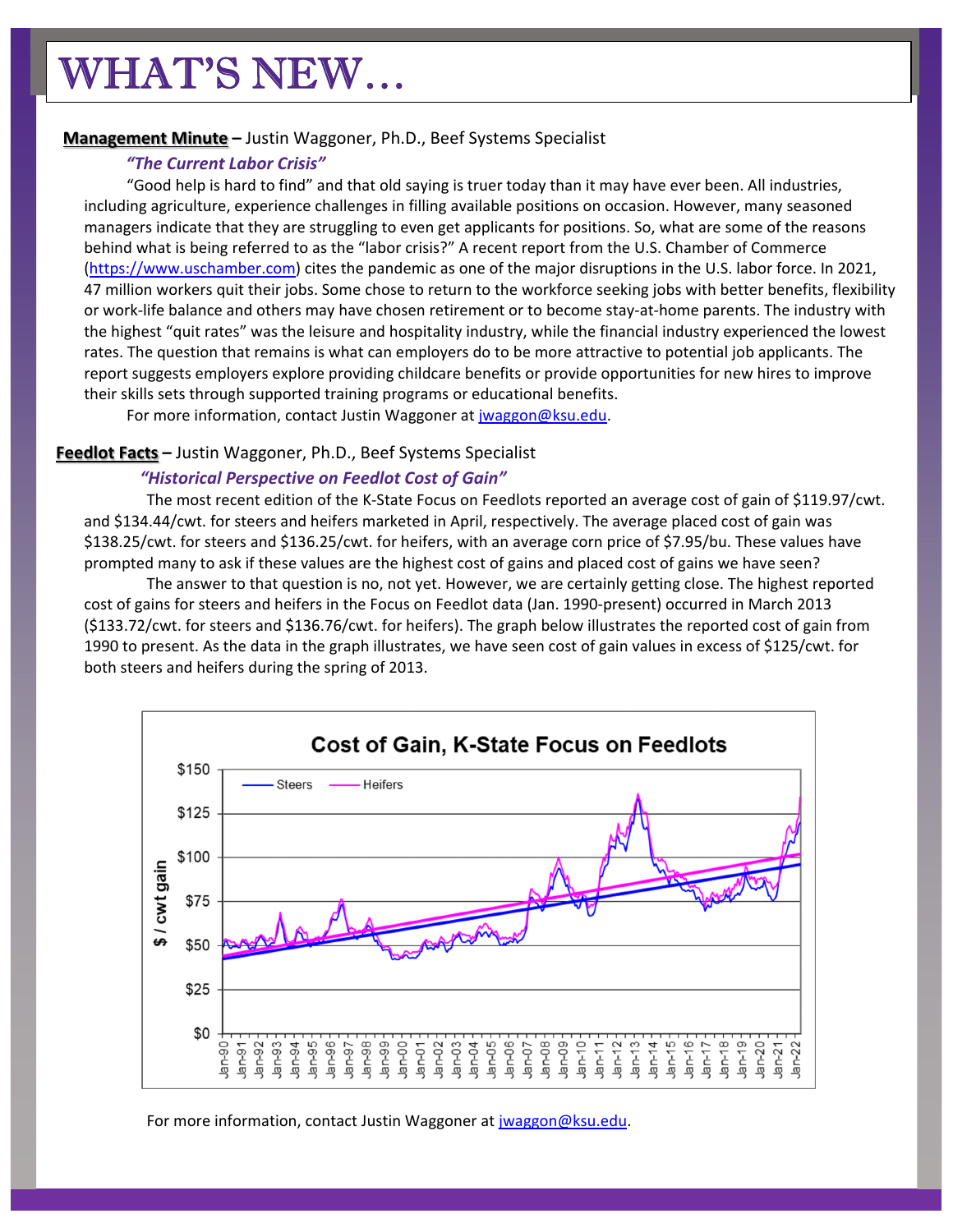# WHAT'S NEW…

**Management Minute** – Justin Waggoner, Ph.D., Beef Systems Specialist

***"The Current Labor Crisis"***

"Good help is hard to find" and that old saying is truer today than it may have ever been. All industries, including agriculture, experience challenges in filling available positions on occasion. However, many seasoned managers indicate that they are struggling to even get applicants for positions. So, what are some of the reasons behind what is being referred to as the "labor crisis?" A recent report from the U.S. Chamber of Commerce (https://www.uschamber.com) cites the pandemic as one of the major disruptions in the U.S. labor force. In 2021, 47 million workers quit their jobs. Some chose to return to the workforce seeking jobs with better benefits, flexibility or work-life balance and others may have chosen retirement or to become stay-at-home parents. The industry with the highest "quit rates" was the leisure and hospitality industry, while the financial industry experienced the lowest rates. The question that remains is what can employers do to be more attractive to potential job applicants. The report suggests employers explore providing childcare benefits or provide opportunities for new hires to improve their skills sets through supported training programs or educational benefits.

For more information, contact Justin Waggoner at jwaggon@ksu.edu.

**Feedlot Facts** – Justin Waggoner, Ph.D., Beef Systems Specialist

***"Historical Perspective on Feedlot Cost of Gain"***

The most recent edition of the K-State Focus on Feedlots reported an average cost of gain of \$119.97/cwt. and \$134.44/cwt. for steers and heifers marketed in April, respectively. The average placed cost of gain was \$138.25/cwt. for steers and \$136.25/cwt. for heifers, with an average corn price of \$7.95/bu. These values have prompted many to ask if these values are the highest cost of gains and placed cost of gains we have seen?

The answer to that question is no, not yet. However, we are certainly getting close. The highest reported cost of gains for steers and heifers in the Focus on Feedlot data (Jan. 1990-present) occurred in March 2013 (\$133.72/cwt. for steers and \$136.76/cwt. for heifers). The graph below illustrates the reported cost of gain from 1990 to present. As the data in the graph illustrates, we have seen cost of gain values in excess of \$125/cwt. for both steers and heifers during the spring of 2013.

Cost of Gain, K-State Focus on Feedlots

For more information, contact Justin Waggoner at jwaggon@ksu.edu.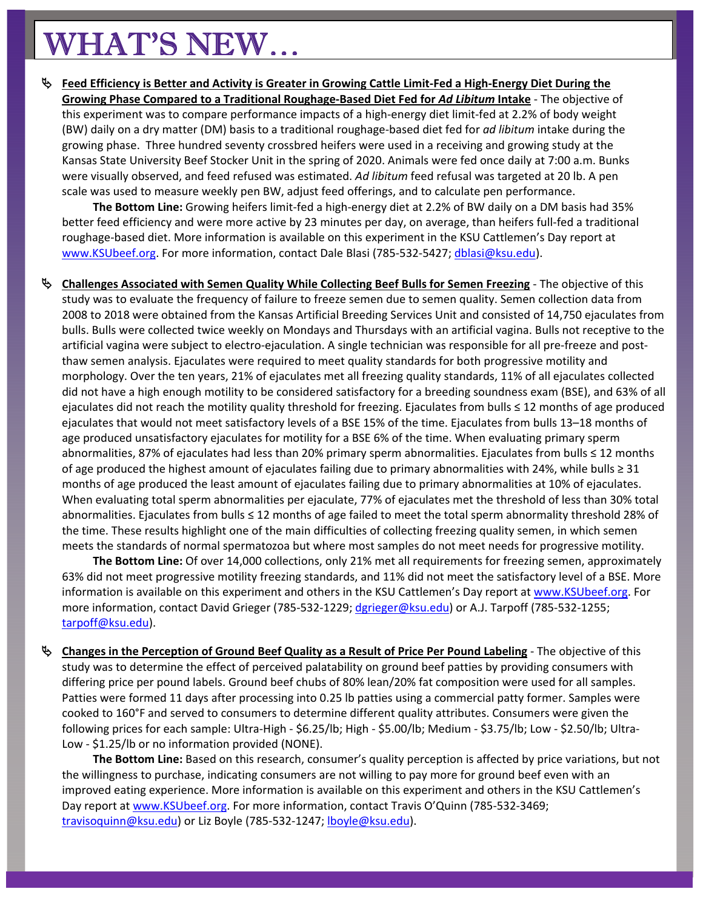# WHAT'S NEW…

- **Feed Efficiency is Better and Activity is Greater in Growing Cattle Limit-Fed a High-Energy Diet During the Growing Phase Compared to a Traditional Roughage-Based Diet Fed for *Ad Libitum* Intake** - The objective of this experiment was to compare performance impacts of a high-energy diet limit-fed at 2.2% of body weight (BW) daily on a dry matter (DM) basis to a traditional roughage-based diet fed for *ad libitum* intake during the growing phase. Three hundred seventy crossbred heifers were used in a receiving and growing study at the Kansas State University Beef Stocker Unit in the spring of 2020. Animals were fed once daily at 7:00 a.m. Bunks were visually observed, and feed refused was estimated. *Ad libitum* feed refusal was targeted at 20 lb. A pen scale was used to measure weekly pen BW, adjust feed offerings, and to calculate pen performance.

  **The Bottom Line:** Growing heifers limit-fed a high-energy diet at 2.2% of BW daily on a DM basis had 35% better feed efficiency and were more active by 23 minutes per day, on average, than heifers full-fed a traditional roughage-based diet. More information is available on this experiment in the KSU Cattlemen's Day report at www.KSUbeef.org. For more information, contact Dale Blasi (785-532-5427; dblasi@ksu.edu).

- **Challenges Associated with Semen Quality While Collecting Beef Bulls for Semen Freezing** - The objective of this study was to evaluate the frequency of failure to freeze semen due to semen quality. Semen collection data from 2008 to 2018 were obtained from the Kansas Artificial Breeding Services Unit and consisted of 14,750 ejaculates from bulls. Bulls were collected twice weekly on Mondays and Thursdays with an artificial vagina. Bulls not receptive to the artificial vagina were subject to electro-ejaculation. A single technician was responsible for all pre-freeze and post-thaw semen analysis. Ejaculates were required to meet quality standards for both progressive motility and morphology. Over the ten years, 21% of ejaculates met all freezing quality standards, 11% of all ejaculates collected did not have a high enough motility to be considered satisfactory for a breeding soundness exam (BSE), and 63% of all ejaculates did not reach the motility quality threshold for freezing. Ejaculates from bulls ≤ 12 months of age produced ejaculates that would not meet satisfactory levels of a BSE 15% of the time. Ejaculates from bulls 13–18 months of age produced unsatisfactory ejaculates for motility for a BSE 6% of the time. When evaluating primary sperm abnormalities, 87% of ejaculates had less than 20% primary sperm abnormalities. Ejaculates from bulls ≤ 12 months of age produced the highest amount of ejaculates failing due to primary abnormalities with 24%, while bulls ≥ 31 months of age produced the least amount of ejaculates failing due to primary abnormalities at 10% of ejaculates. When evaluating total sperm abnormalities per ejaculate, 77% of ejaculates met the threshold of less than 30% total abnormalities. Ejaculates from bulls ≤ 12 months of age failed to meet the total sperm abnormality threshold 28% of the time. These results highlight one of the main difficulties of collecting freezing quality semen, in which semen meets the standards of normal spermatozoa but where most samples do not meet needs for progressive motility.

  **The Bottom Line:** Of over 14,000 collections, only 21% met all requirements for freezing semen, approximately 63% did not meet progressive motility freezing standards, and 11% did not meet the satisfactory level of a BSE. More information is available on this experiment and others in the KSU Cattlemen's Day report at www.KSUbeef.org. For more information, contact David Grieger (785-532-1229; dgrieger@ksu.edu) or A.J. Tarpoff (785-532-1255; tarpoff@ksu.edu).

- **Changes in the Perception of Ground Beef Quality as a Result of Price Per Pound Labeling** - The objective of this study was to determine the effect of perceived palatability on ground beef patties by providing consumers with differing price per pound labels. Ground beef chubs of 80% lean/20% fat composition were used for all samples. Patties were formed 11 days after processing into 0.25 lb patties using a commercial patty former. Samples were cooked to 160°F and served to consumers to determine different quality attributes. Consumers were given the following prices for each sample: Ultra-High - $6.25/lb; High - $5.00/lb; Medium - $3.75/lb; Low - $2.50/lb; Ultra-Low - $1.25/lb or no information provided (NONE).

  **The Bottom Line:** Based on this research, consumer's quality perception is affected by price variations, but not the willingness to purchase, indicating consumers are not willing to pay more for ground beef even with an improved eating experience. More information is available on this experiment and others in the KSU Cattlemen's Day report at www.KSUbeef.org. For more information, contact Travis O'Quinn (785-532-3469; travisoquinn@ksu.edu) or Liz Boyle (785-532-1247; lboyle@ksu.edu).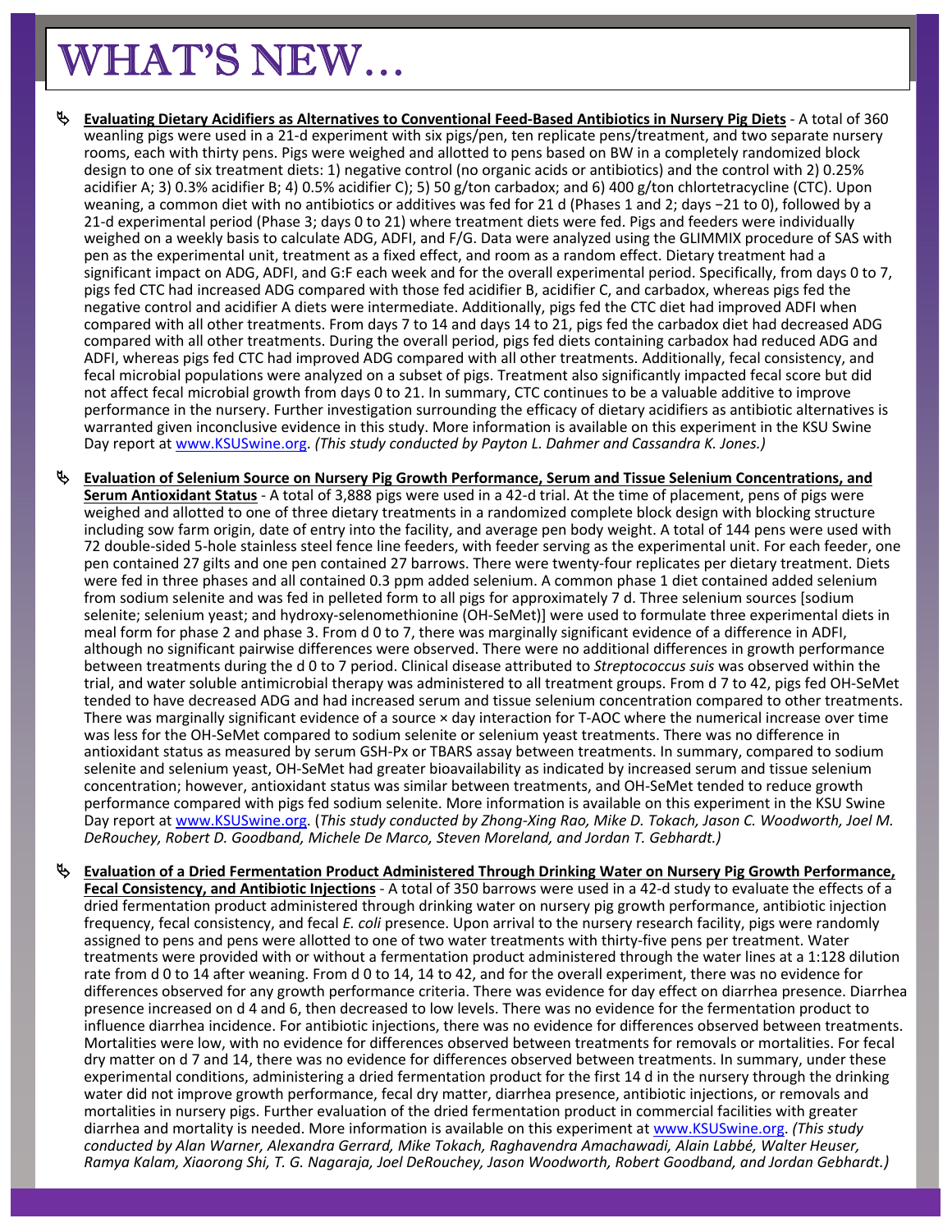# WHAT'S NEW…

- **Evaluating Dietary Acidifiers as Alternatives to Conventional Feed-Based Antibiotics in Nursery Pig Diets** - A total of 360 weanling pigs were used in a 21-d experiment with six pigs/pen, ten replicate pens/treatment, and two separate nursery rooms, each with thirty pens. Pigs were weighed and allotted to pens based on BW in a completely randomized block design to one of six treatment diets: 1) negative control (no organic acids or antibiotics) and the control with 2) 0.25% acidifier A; 3) 0.3% acidifier B; 4) 0.5% acidifier C); 5) 50 g/ton carbadox; and 6) 400 g/ton chlortetracycline (CTC). Upon weaning, a common diet with no antibiotics or additives was fed for 21 d (Phases 1 and 2; days −21 to 0), followed by a 21-d experimental period (Phase 3; days 0 to 21) where treatment diets were fed. Pigs and feeders were individually weighed on a weekly basis to calculate ADG, ADFI, and F/G. Data were analyzed using the GLIMMIX procedure of SAS with pen as the experimental unit, treatment as a fixed effect, and room as a random effect. Dietary treatment had a significant impact on ADG, ADFI, and G:F each week and for the overall experimental period. Specifically, from days 0 to 7, pigs fed CTC had increased ADG compared with those fed acidifier B, acidifier C, and carbadox, whereas pigs fed the negative control and acidifier A diets were intermediate. Additionally, pigs fed the CTC diet had improved ADFI when compared with all other treatments. From days 7 to 14 and days 14 to 21, pigs fed the carbadox diet had decreased ADG compared with all other treatments. During the overall period, pigs fed diets containing carbadox had reduced ADG and ADFI, whereas pigs fed CTC had improved ADG compared with all other treatments. Additionally, fecal consistency, and fecal microbial populations were analyzed on a subset of pigs. Treatment also significantly impacted fecal score but did not affect fecal microbial growth from days 0 to 21. In summary, CTC continues to be a valuable additive to improve performance in the nursery. Further investigation surrounding the efficacy of dietary acidifiers as antibiotic alternatives is warranted given inconclusive evidence in this study. More information is available on this experiment in the KSU Swine Day report at www.KSUSwine.org. *(This study conducted by Payton L. Dahmer and Cassandra K. Jones.)*

- **Evaluation of Selenium Source on Nursery Pig Growth Performance, Serum and Tissue Selenium Concentrations, and Serum Antioxidant Status** - A total of 3,888 pigs were used in a 42-d trial. At the time of placement, pens of pigs were weighed and allotted to one of three dietary treatments in a randomized complete block design with blocking structure including sow farm origin, date of entry into the facility, and average pen body weight. A total of 144 pens were used with 72 double-sided 5-hole stainless steel fence line feeders, with feeder serving as the experimental unit. For each feeder, one pen contained 27 gilts and one pen contained 27 barrows. There were twenty-four replicates per dietary treatment. Diets were fed in three phases and all contained 0.3 ppm added selenium. A common phase 1 diet contained added selenium from sodium selenite and was fed in pelleted form to all pigs for approximately 7 d. Three selenium sources [sodium selenite; selenium yeast; and hydroxy-selenomethionine (OH-SeMet)] were used to formulate three experimental diets in meal form for phase 2 and phase 3. From d 0 to 7, there was marginally significant evidence of a difference in ADFI, although no significant pairwise differences were observed. There were no additional differences in growth performance between treatments during the d 0 to 7 period. Clinical disease attributed to *Streptococcus suis* was observed within the trial, and water soluble antimicrobial therapy was administered to all treatment groups. From d 7 to 42, pigs fed OH-SeMet tended to have decreased ADG and had increased serum and tissue selenium concentration compared to other treatments. There was marginally significant evidence of a source × day interaction for T-AOC where the numerical increase over time was less for the OH-SeMet compared to sodium selenite or selenium yeast treatments. There was no difference in antioxidant status as measured by serum GSH-Px or TBARS assay between treatments. In summary, compared to sodium selenite and selenium yeast, OH-SeMet had greater bioavailability as indicated by increased serum and tissue selenium concentration; however, antioxidant status was similar between treatments, and OH-SeMet tended to reduce growth performance compared with pigs fed sodium selenite. More information is available on this experiment in the KSU Swine Day report at www.KSUSwine.org. (*This study conducted by Zhong-Xing Rao, Mike D. Tokach, Jason C. Woodworth, Joel M. DeRouchey, Robert D. Goodband, Michele De Marco, Steven Moreland, and Jordan T. Gebhardt.)*

- **Evaluation of a Dried Fermentation Product Administered Through Drinking Water on Nursery Pig Growth Performance, Fecal Consistency, and Antibiotic Injections** - A total of 350 barrows were used in a 42-d study to evaluate the effects of a dried fermentation product administered through drinking water on nursery pig growth performance, antibiotic injection frequency, fecal consistency, and fecal *E. coli* presence. Upon arrival to the nursery research facility, pigs were randomly assigned to pens and pens were allotted to one of two water treatments with thirty-five pens per treatment. Water treatments were provided with or without a fermentation product administered through the water lines at a 1:128 dilution rate from d 0 to 14 after weaning. From d 0 to 14, 14 to 42, and for the overall experiment, there was no evidence for differences observed for any growth performance criteria. There was evidence for day effect on diarrhea presence. Diarrhea presence increased on d 4 and 6, then decreased to low levels. There was no evidence for the fermentation product to influence diarrhea incidence. For antibiotic injections, there was no evidence for differences observed between treatments. Mortalities were low, with no evidence for differences observed between treatments for removals or mortalities. For fecal dry matter on d 7 and 14, there was no evidence for differences observed between treatments. In summary, under these experimental conditions, administering a dried fermentation product for the first 14 d in the nursery through the drinking water did not improve growth performance, fecal dry matter, diarrhea presence, antibiotic injections, or removals and mortalities in nursery pigs. Further evaluation of the dried fermentation product in commercial facilities with greater diarrhea and mortality is needed. More information is available on this experiment at www.KSUSwine.org. *(This study conducted by Alan Warner, Alexandra Gerrard, Mike Tokach, Raghavendra Amachawadi, Alain Labbé, Walter Heuser, Ramya Kalam, Xiaorong Shi, T. G. Nagaraja, Joel DeRouchey, Jason Woodworth, Robert Goodband, and Jordan Gebhardt.)*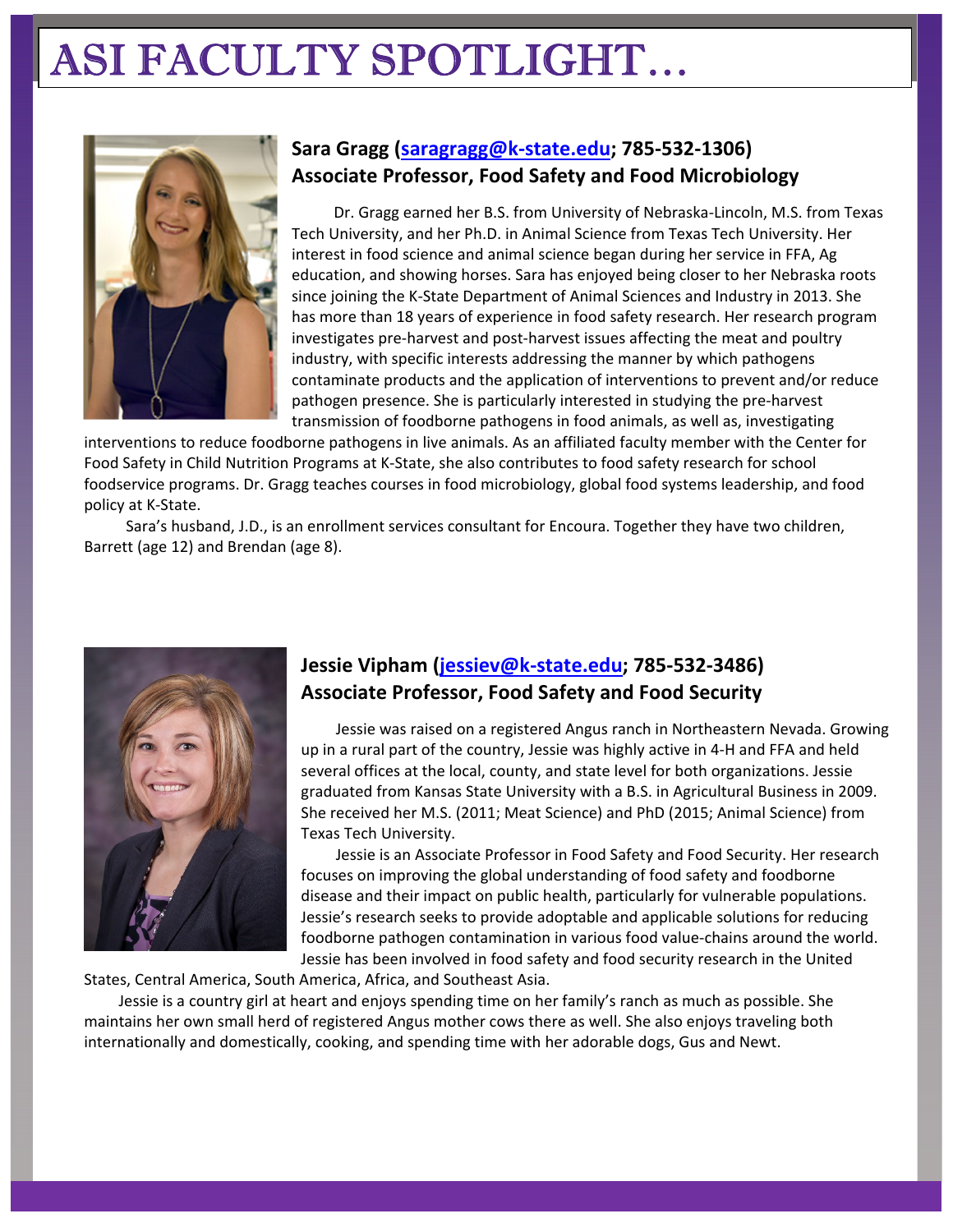# ASI FACULTY SPOTLIGHT…

**Sara Gragg (saragragg@k-state.edu; 785-532-1306)**
**Associate Professor, Food Safety and Food Microbiology**

Dr. Gragg earned her B.S. from University of Nebraska-Lincoln, M.S. from Texas Tech University, and her Ph.D. in Animal Science from Texas Tech University. Her interest in food science and animal science began during her service in FFA, Ag education, and showing horses. Sara has enjoyed being closer to her Nebraska roots since joining the K-State Department of Animal Sciences and Industry in 2013. She has more than 18 years of experience in food safety research. Her research program investigates pre-harvest and post-harvest issues affecting the meat and poultry industry, with specific interests addressing the manner by which pathogens contaminate products and the application of interventions to prevent and/or reduce pathogen presence. She is particularly interested in studying the pre-harvest transmission of foodborne pathogens in food animals, as well as, investigating interventions to reduce foodborne pathogens in live animals. As an affiliated faculty member with the Center for Food Safety in Child Nutrition Programs at K-State, she also contributes to food safety research for school foodservice programs. Dr. Gragg teaches courses in food microbiology, global food systems leadership, and food policy at K-State.

Sara's husband, J.D., is an enrollment services consultant for Encoura. Together they have two children, Barrett (age 12) and Brendan (age 8).

**Jessie Vipham (jessiev@k-state.edu; 785-532-3486)**
**Associate Professor, Food Safety and Food Security**

Jessie was raised on a registered Angus ranch in Northeastern Nevada. Growing up in a rural part of the country, Jessie was highly active in 4-H and FFA and held several offices at the local, county, and state level for both organizations. Jessie graduated from Kansas State University with a B.S. in Agricultural Business in 2009. She received her M.S. (2011; Meat Science) and PhD (2015; Animal Science) from Texas Tech University.

Jessie is an Associate Professor in Food Safety and Food Security. Her research focuses on improving the global understanding of food safety and foodborne disease and their impact on public health, particularly for vulnerable populations. Jessie's research seeks to provide adoptable and applicable solutions for reducing foodborne pathogen contamination in various food value-chains around the world. Jessie has been involved in food safety and food security research in the United States, Central America, South America, Africa, and Southeast Asia.

Jessie is a country girl at heart and enjoys spending time on her family's ranch as much as possible. She maintains her own small herd of registered Angus mother cows there as well. She also enjoys traveling both internationally and domestically, cooking, and spending time with her adorable dogs, Gus and Newt.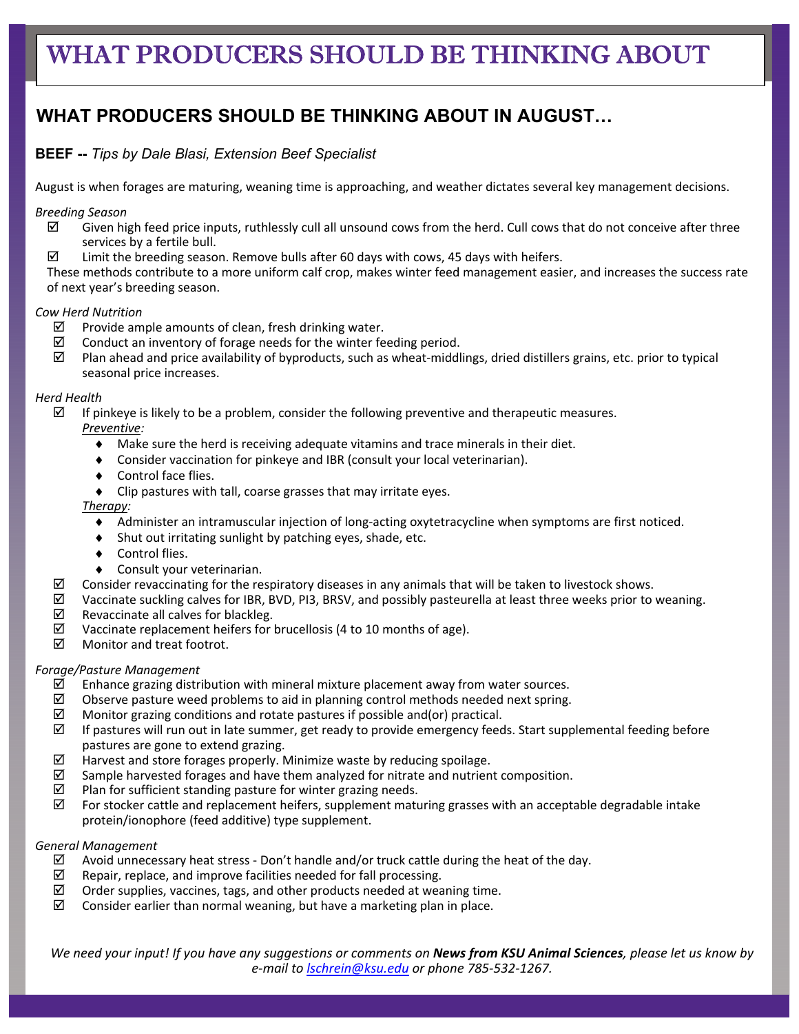# WHAT PRODUCERS SHOULD BE THINKING ABOUT

## WHAT PRODUCERS SHOULD BE THINKING ABOUT IN AUGUST…

**BEEF --** *Tips by Dale Blasi, Extension Beef Specialist*

August is when forages are maturing, weaning time is approaching, and weather dictates several key management decisions.

*Breeding Season*

- ☑ Given high feed price inputs, ruthlessly cull all unsound cows from the herd. Cull cows that do not conceive after three services by a fertile bull.
- ☑ Limit the breeding season. Remove bulls after 60 days with cows, 45 days with heifers.

These methods contribute to a more uniform calf crop, makes winter feed management easier, and increases the success rate of next year's breeding season.

*Cow Herd Nutrition*

- ☑ Provide ample amounts of clean, fresh drinking water.
- ☑ Conduct an inventory of forage needs for the winter feeding period.
- ☑ Plan ahead and price availability of byproducts, such as wheat-middlings, dried distillers grains, etc. prior to typical seasonal price increases.

*Herd Health*

- ☑ If pinkeye is likely to be a problem, consider the following preventive and therapeutic measures.
  - *Preventive:*
    - Make sure the herd is receiving adequate vitamins and trace minerals in their diet.
    - Consider vaccination for pinkeye and IBR (consult your local veterinarian).
    - Control face flies.
    - Clip pastures with tall, coarse grasses that may irritate eyes.
  - *Therapy:*
    - Administer an intramuscular injection of long-acting oxytetracycline when symptoms are first noticed.
    - Shut out irritating sunlight by patching eyes, shade, etc.
    - Control flies.
    - Consult your veterinarian.
- ☑ Consider revaccinating for the respiratory diseases in any animals that will be taken to livestock shows.
- ☑ Vaccinate suckling calves for IBR, BVD, PI3, BRSV, and possibly pasteurella at least three weeks prior to weaning.
- ☑ Revaccinate all calves for blackleg.
- ☑ Vaccinate replacement heifers for brucellosis (4 to 10 months of age).
- ☑ Monitor and treat footrot.

*Forage/Pasture Management*

- ☑ Enhance grazing distribution with mineral mixture placement away from water sources.
- ☑ Observe pasture weed problems to aid in planning control methods needed next spring.
- ☑ Monitor grazing conditions and rotate pastures if possible and(or) practical.
- ☑ If pastures will run out in late summer, get ready to provide emergency feeds. Start supplemental feeding before pastures are gone to extend grazing.
- ☑ Harvest and store forages properly. Minimize waste by reducing spoilage.
- ☑ Sample harvested forages and have them analyzed for nitrate and nutrient composition.
- ☑ Plan for sufficient standing pasture for winter grazing needs.
- ☑ For stocker cattle and replacement heifers, supplement maturing grasses with an acceptable degradable intake protein/ionophore (feed additive) type supplement.

*General Management*

- ☑ Avoid unnecessary heat stress - Don't handle and/or truck cattle during the heat of the day.
- ☑ Repair, replace, and improve facilities needed for fall processing.
- ☑ Order supplies, vaccines, tags, and other products needed at weaning time.
- ☑ Consider earlier than normal weaning, but have a marketing plan in place.

*We need your input! If you have any suggestions or comments on **News from KSU Animal Sciences**, please let us know by e-mail to lschrein@ksu.edu or phone 785-532-1267.*